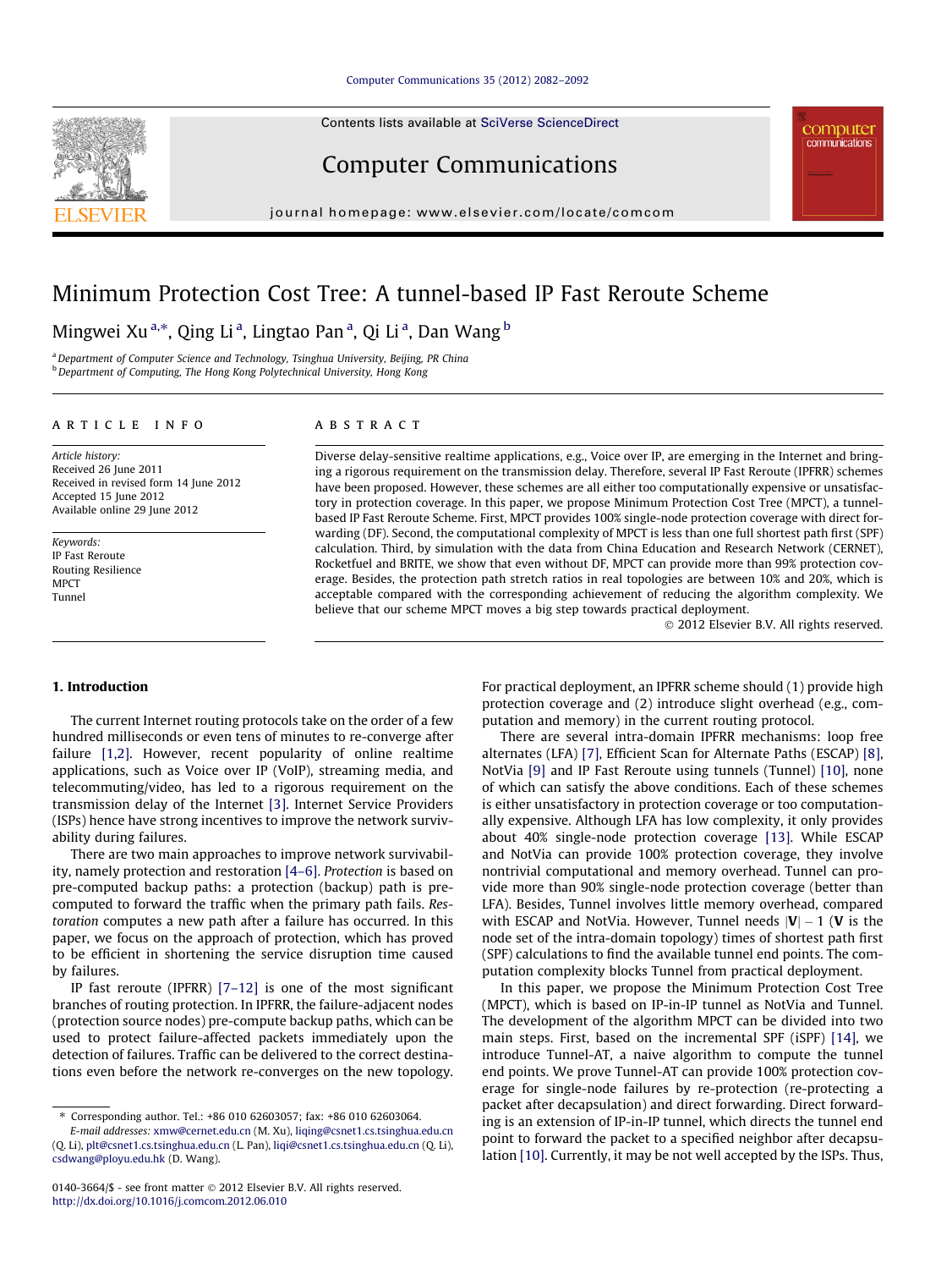# Minimum Protection Cost Tree: A tunnel-based IP Fast Reroute Scheme

Mingwei Xu [a,*], Qing Li [a], Lingtao Pan [a], Qi Li [a], Dan Wang [b]

[a] Department of Computer Science and Technology, Tsinghua University, Beijing, PR China
[b] Department of Computing, The Hong Kong Polytechnical University, Hong Kong

## ARTICLE INFO

*Article history:*
Received 26 June 2011
Received in revised form 14 June 2012
Accepted 15 June 2012
Available online 29 June 2012

*Keywords:*
IP Fast Reroute
Routing Resilience
MPCT
Tunnel

## ABSTRACT

Diverse delay-sensitive realtime applications, e.g., Voice over IP, are emerging in the Internet and bringing a rigorous requirement on the transmission delay. Therefore, several IP Fast Reroute (IPFRR) schemes have been proposed. However, these schemes are all either too computationally expensive or unsatisfactory in protection coverage. In this paper, we propose Minimum Protection Cost Tree (MPCT), a tunnel-based IP Fast Reroute Scheme. First, MPCT provides 100% single-node protection coverage with direct forwarding (DF). Second, the computational complexity of MPCT is less than one full shortest path first (SPF) calculation. Third, by simulation with the data from China Education and Research Network (CERNET), Rocketfuel and BRITE, we show that even without DF, MPCT can provide more than 99% protection coverage. Besides, the protection path stretch ratios in real topologies are between 10% and 20%, which is acceptable compared with the corresponding achievement of reducing the algorithm complexity. We believe that our scheme MPCT moves a big step towards practical deployment.

© 2012 Elsevier B.V. All rights reserved.

## 1. Introduction

The current Internet routing protocols take on the order of a few hundred milliseconds or even tens of minutes to re-converge after failure [1,2]. However, recent popularity of online realtime applications, such as Voice over IP (VoIP), streaming media, and telecommuting/video, has led to a rigorous requirement on the transmission delay of the Internet [3]. Internet Service Providers (ISPs) hence have strong incentives to improve the network survivability during failures.

There are two main approaches to improve network survivability, namely protection and restoration [4–6]. *Protection* is based on pre-computed backup paths: a protection (backup) path is pre-computed to forward the traffic when the primary path fails. *Restoration* computes a new path after a failure has occurred. In this paper, we focus on the approach of protection, which has proved to be efficient in shortening the service disruption time caused by failures.

IP fast reroute (IPFRR) [7–12] is one of the most significant branches of routing protection. In IPFRR, the failure-adjacent nodes (protection source nodes) pre-compute backup paths, which can be used to protect failure-affected packets immediately upon the detection of failures. Traffic can be delivered to the correct destinations even before the network re-converges on the new topology. For practical deployment, an IPFRR scheme should (1) provide high protection coverage and (2) introduce slight overhead (e.g., computation and memory) in the current routing protocol.

There are several intra-domain IPFRR mechanisms: loop free alternates (LFA) [7], Efficient Scan for Alternate Paths (ESCAP) [8], NotVia [9] and IP Fast Reroute using tunnels (Tunnel) [10], none of which can satisfy the above conditions. Each of these schemes is either unsatisfactory in protection coverage or too computationally expensive. Although LFA has low complexity, it only provides about 40% single-node protection coverage [13]. While ESCAP and NotVia can provide 100% protection coverage, they involve nontrivial computational and memory overhead. Tunnel can provide more than 90% single-node protection coverage (better than LFA). Besides, Tunnel involves little memory overhead, compared with ESCAP and NotVia. However, Tunnel needs $|\mathbf{V}| - 1$ ($\mathbf{V}$ is the node set of the intra-domain topology) times of shortest path first (SPF) calculations to find the available tunnel end points. The computation complexity blocks Tunnel from practical deployment.

In this paper, we propose the Minimum Protection Cost Tree (MPCT), which is based on IP-in-IP tunnel as NotVia and Tunnel. The development of the algorithm MPCT can be divided into two main steps. First, based on the incremental SPF (iSPF) [14], we introduce Tunnel-AT, a naive algorithm to compute the tunnel end points. We prove Tunnel-AT can provide 100% protection coverage for single-node failures by re-protection (re-protecting a packet after decapsulation) and direct forwarding. Direct forwarding is an extension of IP-in-IP tunnel, which directs the tunnel end point to forward the packet to a specified neighbor after decapsulation [10]. Currently, it may be not well accepted by the ISPs. Thus,

---

* Corresponding author. Tel.: +86 010 62603057; fax: +86 010 62603064.
E-mail addresses: xmw@cernet.edu.cn (M. Xu), liqing@csnet1.cs.tsinghua.edu.cn (Q. Li), plt@csnet1.cs.tsinghua.edu.cn (L. Pan), liqi@csnet1.cs.tsinghua.edu.cn (Q. Li), csdwang@ployu.edu.hk (D. Wang).

0140-3664/$ - see front matter © 2012 Elsevier B.V. All rights reserved.
http://dx.doi.org/10.1016/j.comcom.2012.06.010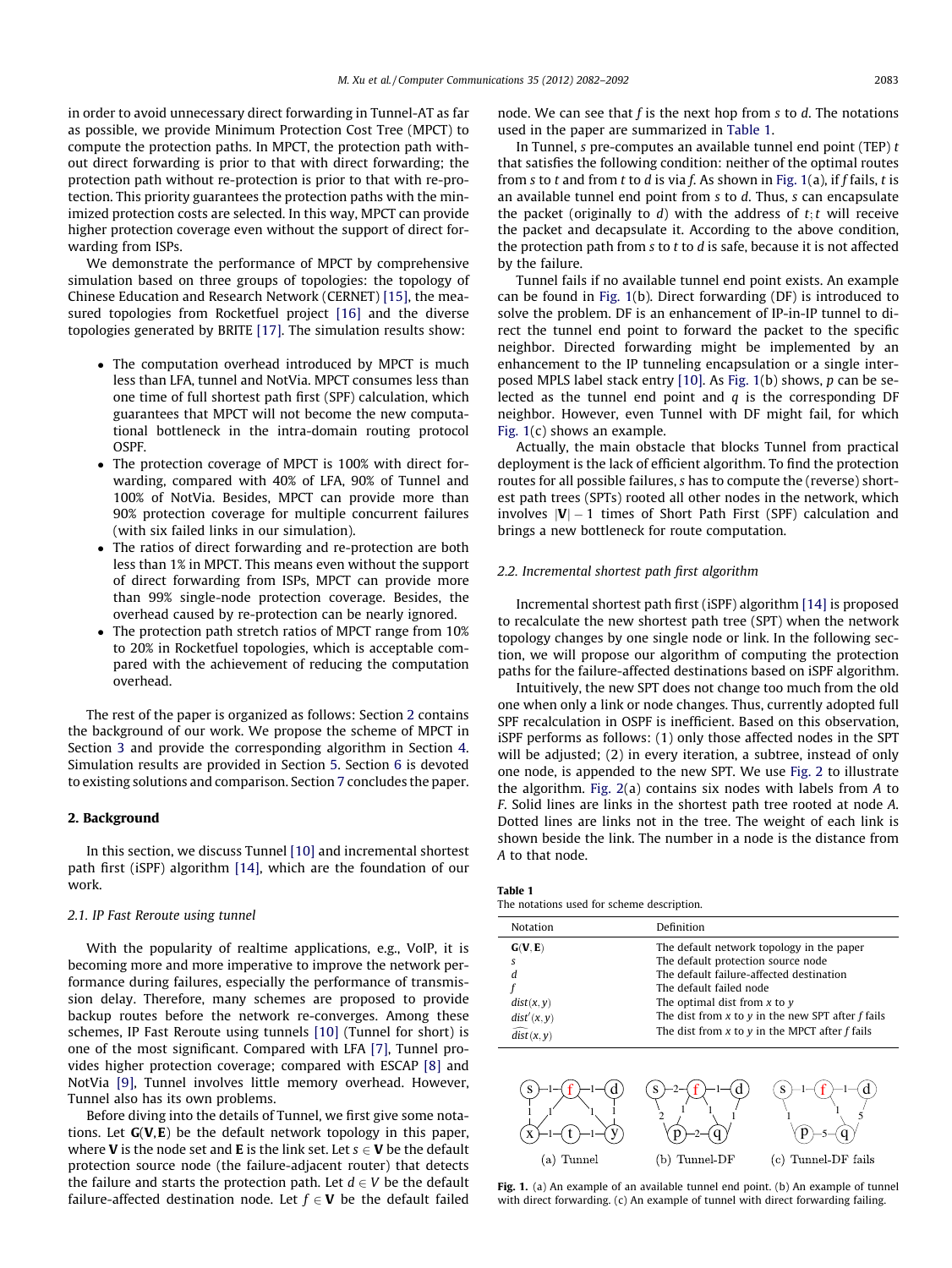in order to avoid unnecessary direct forwarding in Tunnel-AT as far as possible, we provide Minimum Protection Cost Tree (MPCT) to compute the protection paths. In MPCT, the protection path without direct forwarding is prior to that with direct forwarding; the protection path without re-protection is prior to that with re-protection. This priority guarantees the protection paths with the minimized protection costs are selected. In this way, MPCT can provide higher protection coverage even without the support of direct forwarding from ISPs.

We demonstrate the performance of MPCT by comprehensive simulation based on three groups of topologies: the topology of Chinese Education and Research Network (CERNET) [15], the measured topologies from Rocketfuel project [16] and the diverse topologies generated by BRITE [17]. The simulation results show:

- The computation overhead introduced by MPCT is much less than LFA, tunnel and NotVia. MPCT consumes less than one time of full shortest path first (SPF) calculation, which guarantees that MPCT will not become the new computational bottleneck in the intra-domain routing protocol OSPF.
- The protection coverage of MPCT is 100% with direct forwarding, compared with 40% of LFA, 90% of Tunnel and 100% of NotVia. Besides, MPCT can provide more than 90% protection coverage for multiple concurrent failures (with six failed links in our simulation).
- The ratios of direct forwarding and re-protection are both less than 1% in MPCT. This means even without the support of direct forwarding from ISPs, MPCT can provide more than 99% single-node protection coverage. Besides, the overhead caused by re-protection can be nearly ignored.
- The protection path stretch ratios of MPCT range from 10% to 20% in Rocketfuel topologies, which is acceptable compared with the achievement of reducing the computation overhead.

The rest of the paper is organized as follows: Section 2 contains the background of our work. We propose the scheme of MPCT in Section 3 and provide the corresponding algorithm in Section 4. Simulation results are provided in Section 5. Section 6 is devoted to existing solutions and comparison. Section 7 concludes the paper.

## 2. Background

In this section, we discuss Tunnel [10] and incremental shortest path first (iSPF) algorithm [14], which are the foundation of our work.

### 2.1. IP Fast Reroute using tunnel

With the popularity of realtime applications, e.g., VoIP, it is becoming more and more imperative to improve the network performance during failures, especially the performance of transmission delay. Therefore, many schemes are proposed to provide backup routes before the network re-converges. Among these schemes, IP Fast Reroute using tunnels [10] (Tunnel for short) is one of the most significant. Compared with LFA [7], Tunnel provides higher protection coverage; compared with ESCAP [8] and NotVia [9], Tunnel involves little memory overhead. However, Tunnel also has its own problems.

Before diving into the details of Tunnel, we first give some notations. Let $\mathbf{G}(\mathbf{V},\mathbf{E})$ be the default network topology in this paper, where $\mathbf{V}$ is the node set and $\mathbf{E}$ is the link set. Let $s \in \mathbf{V}$ be the default protection source node (the failure-adjacent router) that detects the failure and starts the protection path. Let $d \in V$ be the default failure-affected destination node. Let $f \in \mathbf{V}$ be the default failed node. We can see that $f$ is the next hop from $s$ to $d$. The notations used in the paper are summarized in Table 1.

In Tunnel, $s$ pre-computes an available tunnel end point (TEP) $t$ that satisfies the following condition: neither of the optimal routes from $s$ to $t$ and from $t$ to $d$ is via $f$. As shown in Fig. 1(a), if $f$ fails, $t$ is an available tunnel end point from $s$ to $d$. Thus, $s$ can encapsulate the packet (originally to $d$) with the address of $t$; $t$ will receive the packet and decapsulate it. According to the above condition, the protection path from $s$ to $t$ to $d$ is safe, because it is not affected by the failure.

Tunnel fails if no available tunnel end point exists. An example can be found in Fig. 1(b). Direct forwarding (DF) is introduced to solve the problem. DF is an enhancement of IP-in-IP tunnel to direct the tunnel end point to forward the packet to the specific neighbor. Directed forwarding might be implemented by an enhancement to the IP tunneling encapsulation or a single interposed MPLS label stack entry [10]. As Fig. 1(b) shows, $p$ can be selected as the tunnel end point and $q$ is the corresponding DF neighbor. However, even Tunnel with DF might fail, for which Fig. 1(c) shows an example.

Actually, the main obstacle that blocks Tunnel from practical deployment is the lack of efficient algorithm. To find the protection routes for all possible failures, $s$ has to compute the (reverse) shortest path trees (SPTs) rooted all other nodes in the network, which involves $|\mathbf{V}| - 1$ times of Short Path First (SPF) calculation and brings a new bottleneck for route computation.

### 2.2. Incremental shortest path first algorithm

Incremental shortest path first (iSPF) algorithm [14] is proposed to recalculate the new shortest path tree (SPT) when the network topology changes by one single node or link. In the following section, we will propose our algorithm of computing the protection paths for the failure-affected destinations based on iSPF algorithm.

Intuitively, the new SPT does not change too much from the old one when only a link or node changes. Thus, currently adopted full SPF recalculation in OSPF is inefficient. Based on this observation, iSPF performs as follows: (1) only those affected nodes in the SPT will be adjusted; (2) in every iteration, a subtree, instead of only one node, is appended to the new SPT. We use Fig. 2 to illustrate the algorithm. Fig. 2(a) contains six nodes with labels from $A$ to $F$. Solid lines are links in the shortest path tree rooted at node $A$. Dotted lines are links not in the tree. The weight of each link is shown beside the link. The number in a node is the distance from $A$ to that node.

**Table 1**
The notations used for scheme description.

| Notation | Definition |
|---|---|
| $\mathbf{G}(\mathbf{V},\mathbf{E})$ | The default network topology in the paper |
| $s$ | The default protection source node |
| $d$ | The default failure-affected destination |
| $f$ | The default failed node |
| $dist(x,y)$ | The optimal dist from $x$ to $y$ |
| $dist'(x,y)$ | The dist from $x$ to $y$ in the new SPT after $f$ fails |
| $\widehat{dist}(x,y)$ | The dist from $x$ to $y$ in the MPCT after $f$ fails |

(a) Tunnel (b) Tunnel-DF (c) Tunnel-DF fails

**Fig. 1.** (a) An example of an available tunnel end point. (b) An example of tunnel with direct forwarding. (c) An example of tunnel with direct forwarding failing.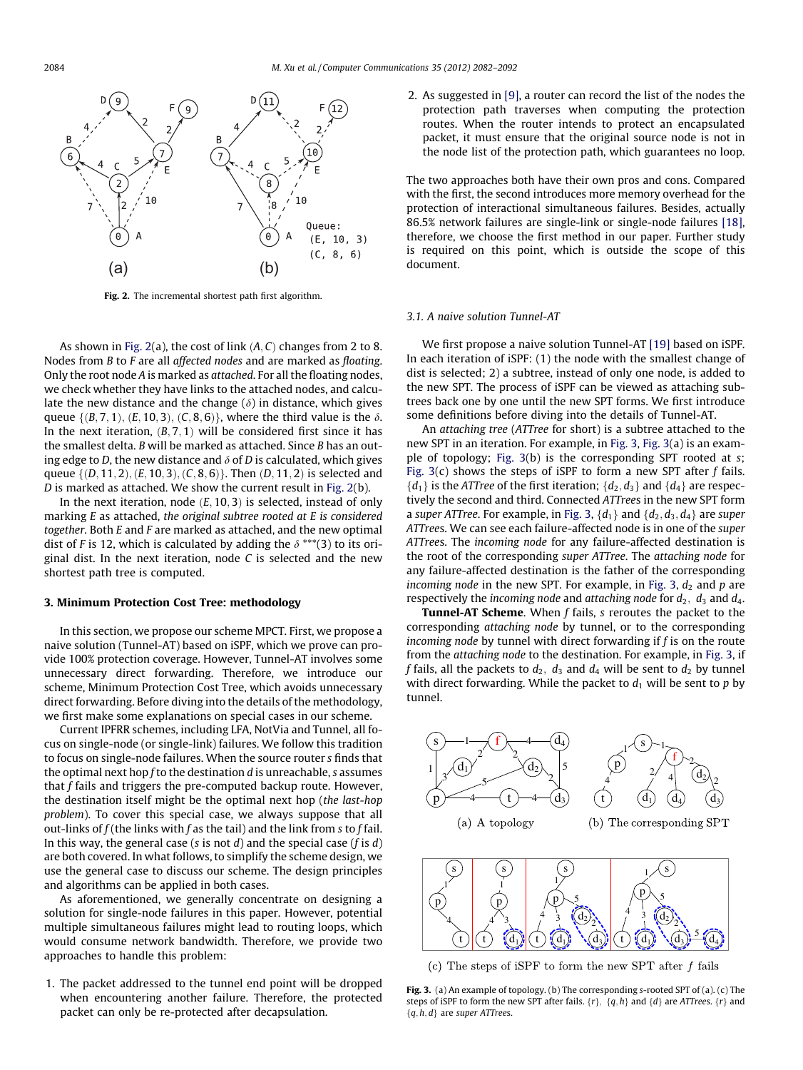**Fig. 2.** The incremental shortest path first algorithm.

As shown in Fig. 2(a), the cost of link $(A, C)$ changes from 2 to 8. Nodes from $B$ to $F$ are all *affected nodes* and are marked as *floating*. Only the root node $A$ is marked as *attached*. For all the floating nodes, we check whether they have links to the attached nodes, and calculate the new distance and the change ($\delta$) in distance, which gives queue $\{(B, 7, 1), (E, 10, 3), (C, 8, 6)\}$, where the third value is the $\delta$. In the next iteration, $(B, 7, 1)$ will be considered first since it has the smallest delta. $B$ will be marked as attached. Since $B$ has an outing edge to $D$, the new distance and $\delta$ of $D$ is calculated, which gives queue $\{(D, 11, 2), (E, 10, 3), (C, 8, 6)\}$. Then $(D, 11, 2)$ is selected and $D$ is marked as attached. We show the current result in Fig. 2(b).

In the next iteration, node $(E, 10, 3)$ is selected, instead of only marking $E$ as attached, *the original subtree rooted at E is considered together*. Both $E$ and $F$ are marked as attached, and the new optimal dist of $F$ is 12, which is calculated by adding the $\delta$ ***(3) to its original dist. In the next iteration, node $C$ is selected and the new shortest path tree is computed.

## 3. Minimum Protection Cost Tree: methodology

In this section, we propose our scheme MPCT. First, we propose a naive solution (Tunnel-AT) based on iSPF, which we prove can provide 100% protection coverage. However, Tunnel-AT involves some unnecessary direct forwarding. Therefore, we introduce our scheme, Minimum Protection Cost Tree, which avoids unnecessary direct forwarding. Before diving into the details of the methodology, we first make some explanations on special cases in our scheme.

Current IPFRR schemes, including LFA, NotVia and Tunnel, all focus on single-node (or single-link) failures. We follow this tradition to focus on single-node failures. When the source router $s$ finds that the optimal next hop $f$ to the destination $d$ is unreachable, $s$ assumes that $f$ fails and triggers the pre-computed backup route. However, the destination itself might be the optimal next hop (*the last-hop problem*). To cover this special case, we always suppose that all out-links of $f$ (the links with $f$ as the tail) and the link from $s$ to $f$ fail. In this way, the general case ($s$ is not $d$) and the special case ($f$ is $d$) are both covered. In what follows, to simplify the scheme design, we use the general case to discuss our scheme. The design principles and algorithms can be applied in both cases.

As aforementioned, we generally concentrate on designing a solution for single-node failures in this paper. However, potential multiple simultaneous failures might lead to routing loops, which would consume network bandwidth. Therefore, we provide two approaches to handle this problem:

1. The packet addressed to the tunnel end point will be dropped when encountering another failure. Therefore, the protected packet can only be re-protected after decapsulation.
2. As suggested in [9], a router can record the list of the nodes the protection path traverses when computing the protection routes. When the router intends to protect an encapsulated packet, it must ensure that the original source node is not in the node list of the protection path, which guarantees no loop.

The two approaches both have their own pros and cons. Compared with the first, the second introduces more memory overhead for the protection of interactional simultaneous failures. Besides, actually 86.5% network failures are single-link or single-node failures [18], therefore, we choose the first method in our paper. Further study is required on this point, which is outside the scope of this document.

### 3.1. A naive solution Tunnel-AT

We first propose a naive solution Tunnel-AT [19] based on iSPF. In each iteration of iSPF: (1) the node with the smallest change of dist is selected; 2) a subtree, instead of only one node, is added to the new SPT. The process of iSPF can be viewed as attaching subtrees back one by one until the new SPT forms. We first introduce some definitions before diving into the details of Tunnel-AT.

An *attaching tree* (*ATTree* for short) is a subtree attached to the new SPT in an iteration. For example, in Fig. 3, Fig. 3(a) is an example of topology; Fig. 3(b) is the corresponding SPT rooted at $s$; Fig. 3(c) shows the steps of iSPF to form a new SPT after $f$ fails. $\{d_1\}$ is the *ATTree* of the first iteration; $\{d_2, d_3\}$ and $\{d_4\}$ are respectively the second and third. Connected *ATTrees* in the new SPT form a *super ATTree*. For example, in Fig. 3, $\{d_1\}$ and $\{d_2, d_3, d_4\}$ are *super ATTree*s. We can see each failure-affected node is in one of the *super ATTree*s. The *incoming node* for any failure-affected destination is the root of the corresponding *super ATTree*. The *attaching node* for any failure-affected destination is the father of the corresponding *incoming node* in the new SPT. For example, in Fig. 3, $d_2$ and $p$ are respectively the *incoming node* and *attaching node* for $d_2$, $d_3$ and $d_4$.

**Tunnel-AT Scheme**. When $f$ fails, $s$ reroutes the packet to the corresponding *attaching node* by tunnel, or to the corresponding *incoming node* by tunnel with direct forwarding if $f$ is on the route from the *attaching node* to the destination. For example, in Fig. 3, if $f$ fails, all the packets to $d_2$, $d_3$ and $d_4$ will be sent to $d_2$ by tunnel with direct forwarding. While the packet to $d_1$ will be sent to $p$ by tunnel.

(a) A topology (b) The corresponding SPT

(c) The steps of iSPF to form the new SPT after $f$ fails

**Fig. 3.** (a) An example of topology. (b) The corresponding $s$-rooted SPT of (a). (c) The steps of iSPF to form the new SPT after fails. $\{r\}$, $\{q, h\}$ and $\{d\}$ are *ATTrees*. $\{r\}$ and $\{q, h, d\}$ are *super ATTrees*.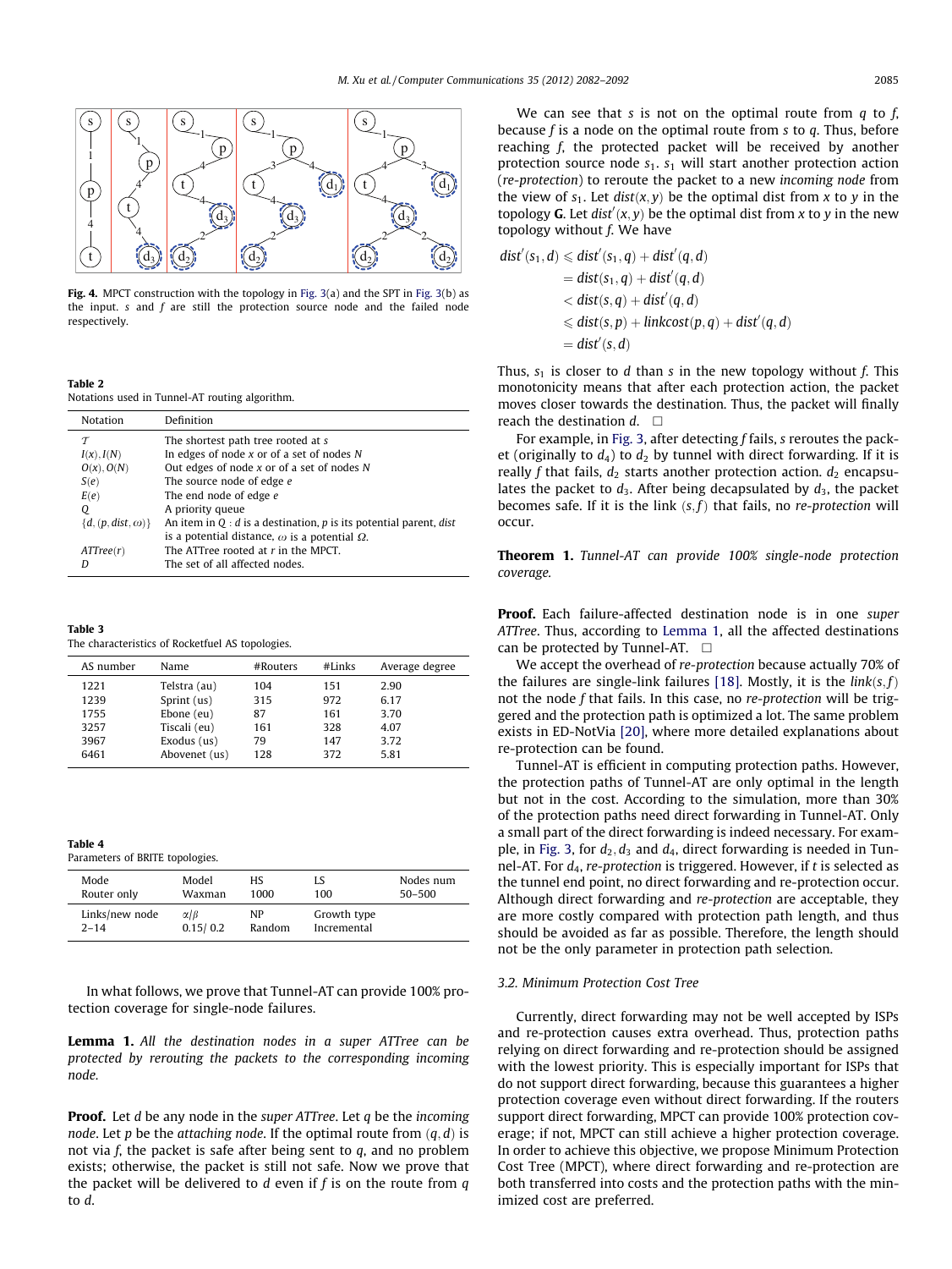Fig. 4. MPCT construction with the topology in Fig. 3(a) and the SPT in Fig. 3(b) as the input. $s$ and $f$ are still the protection source node and the failed node respectively.

**Table 2**
Notations used in Tunnel-AT routing algorithm.

| Notation | Definition |
|---|---|
| $\mathcal{T}$ | The shortest path tree rooted at $s$ |
| $I(x), I(N)$ | In edges of node $x$ or of a set of nodes $N$ |
| $O(x), O(N)$ | Out edges of node $x$ or of a set of nodes $N$ |
| $S(e)$ | The source node of edge $e$ |
| $E(e)$ | The end node of edge $e$ |
| $Q$ | A priority queue |
| $\{d, (p, dist, \omega)\}$ | An item in $Q$ : $d$ is a destination, $p$ is its potential parent, $dist$ is a potential distance, $\omega$ is a potential $\Omega$. |
| $ATTree(r)$ | The ATTree rooted at $r$ in the MPCT. |
| $D$ | The set of all affected nodes. |

**Table 3**
The characteristics of Rocketfuel AS topologies.

| AS number | Name | #Routers | #Links | Average degree |
|---|---|---|---|---|
| 1221 | Telstra (au) | 104 | 151 | 2.90 |
| 1239 | Sprint (us) | 315 | 972 | 6.17 |
| 1755 | Ebone (eu) | 87 | 161 | 3.70 |
| 3257 | Tiscali (eu) | 161 | 328 | 4.07 |
| 3967 | Exodus (us) | 79 | 147 | 3.72 |
| 6461 | Abovenet (us) | 128 | 372 | 5.81 |

**Table 4**
Parameters of BRITE topologies.

| Mode | Model | HS | LS | Nodes num |
|---|---|---|---|---|
| Router only | Waxman | 1000 | 100 | 50–500 |
| Links/new node | $\alpha/\beta$ | NP | Growth type | |
| 2–14 | 0.15/ 0.2 | Random | Incremental | |

In what follows, we prove that Tunnel-AT can provide 100% protection coverage for single-node failures.

**Lemma 1.** *All the destination nodes in a super ATTree can be protected by rerouting the packets to the corresponding incoming node.*

**Proof.** Let $d$ be any node in the *super ATTree*. Let $q$ be the *incoming node*. Let $p$ be the *attaching node*. If the optimal route from $(q, d)$ is not via $f$, the packet is safe after being sent to $q$, and no problem exists; otherwise, the packet is still not safe. Now we prove that the packet will be delivered to $d$ even if $f$ is on the route from $q$ to $d$.

We can see that $s$ is not on the optimal route from $q$ to $f$, because $f$ is a node on the optimal route from $s$ to $q$. Thus, before reaching $f$, the protected packet will be received by another protection source node $s_1$. $s_1$ will start another protection action (*re-protection*) to reroute the packet to a new *incoming node* from the view of $s_1$. Let $dist(x, y)$ be the optimal dist from $x$ to $y$ in the topology **G**. Let $dist'(x, y)$ be the optimal dist from $x$ to $y$ in the new topology without $f$. We have

$$
\begin{aligned}
dist'(s_1, d) &\leqslant dist'(s_1, q) + dist'(q, d) \\
&= dist(s_1, q) + dist'(q, d) \\
&< dist(s, q) + dist'(q, d) \\
&\leqslant dist(s, p) + linkcost(p, q) + dist'(q, d) \\
&= dist'(s, d)
\end{aligned}
$$

Thus, $s_1$ is closer to $d$ than $s$ in the new topology without $f$. This monotonicity means that after each protection action, the packet moves closer towards the destination. Thus, the packet will finally reach the destination $d$. □

For example, in Fig. 3, after detecting $f$ fails, $s$ reroutes the packet (originally to $d_4$) to $d_2$ by tunnel with direct forwarding. If it is really $f$ that fails, $d_2$ starts another protection action. $d_2$ encapsulates the packet to $d_3$. After being decapsulated by $d_3$, the packet becomes safe. If it is the link $(s, f)$ that fails, no *re-protection* will occur.

**Theorem 1.** *Tunnel-AT can provide 100% single-node protection coverage.*

**Proof.** Each failure-affected destination node is in one *super ATTree*. Thus, according to Lemma 1, all the affected destinations can be protected by Tunnel-AT. □

We accept the overhead of *re-protection* because actually 70% of the failures are single-link failures [18]. Mostly, it is the *link*$(s, f)$ not the node $f$ that fails. In this case, no *re-protection* will be triggered and the protection path is optimized a lot. The same problem exists in ED-NotVia [20], where more detailed explanations about re-protection can be found.

Tunnel-AT is efficient in computing protection paths. However, the protection paths of Tunnel-AT are only optimal in the length but not in the cost. According to the simulation, more than 30% of the protection paths need direct forwarding in Tunnel-AT. Only a small part of the direct forwarding is indeed necessary. For example, in Fig. 3, for $d_2$, $d_3$ and $d_4$, direct forwarding is needed in Tunnel-AT. For $d_4$, *re-protection* is triggered. However, if $t$ is selected as the tunnel end point, no direct forwarding and re-protection occur. Although direct forwarding and *re-protection* are acceptable, they are more costly compared with protection path length, and thus should be avoided as far as possible. Therefore, the length should not be the only parameter in protection path selection.

### 3.2. Minimum Protection Cost Tree

Currently, direct forwarding may not be well accepted by ISPs and re-protection causes extra overhead. Thus, protection paths relying on direct forwarding and re-protection should be assigned with the lowest priority. This is especially important for ISPs that do not support direct forwarding, because this guarantees a higher protection coverage even without direct forwarding. If the routers support direct forwarding, MPCT can provide 100% protection coverage; if not, MPCT can still achieve a higher protection coverage. In order to achieve this objective, we propose Minimum Protection Cost Tree (MPCT), where direct forwarding and re-protection are both transferred into costs and the protection paths with the minimized cost are preferred.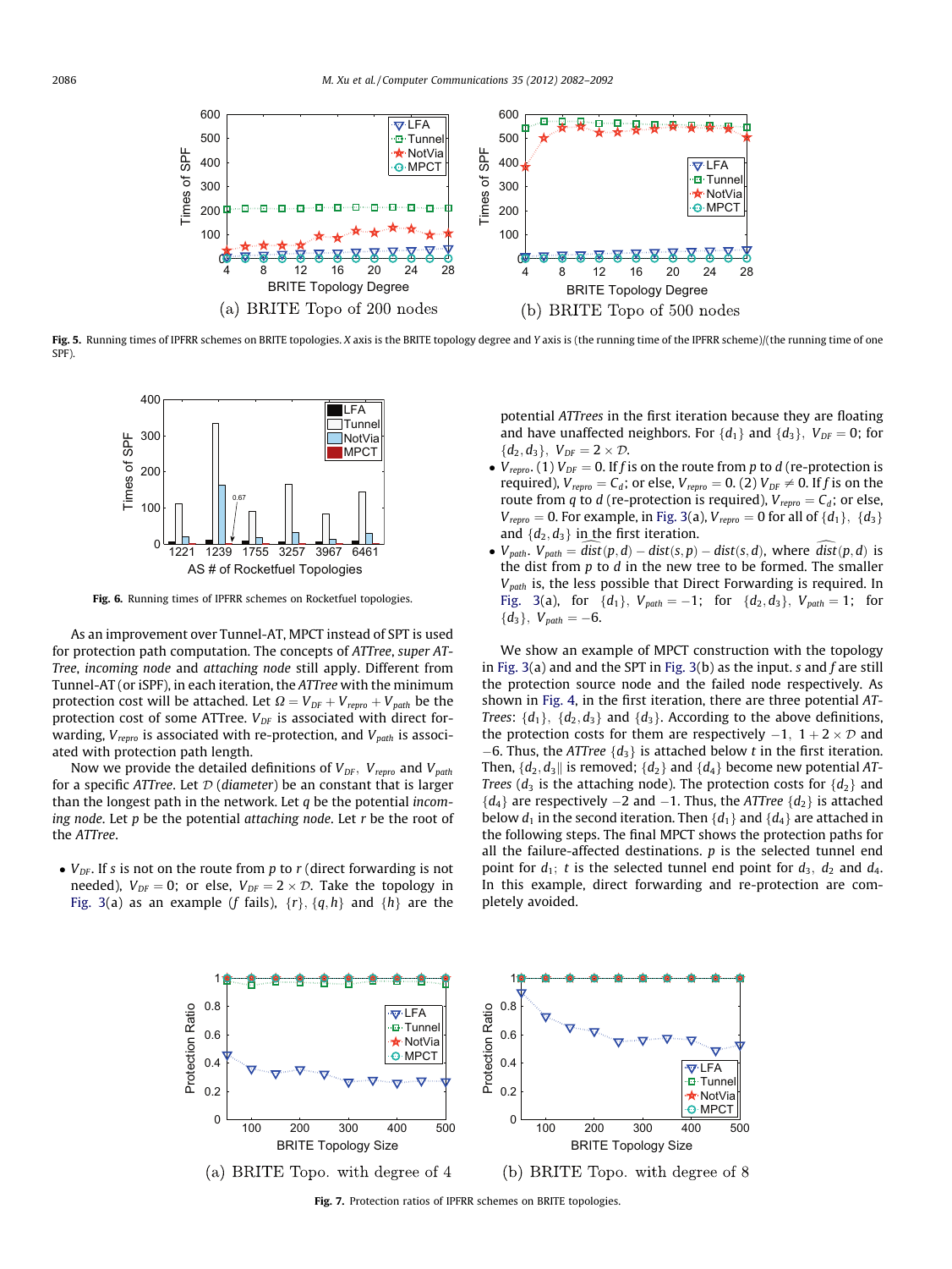Fig. 5. Running times of IPFRR schemes on BRITE topologies. X axis is the BRITE topology degree and Y axis is (the running time of the IPFRR scheme)/(the running time of one SPF).

Fig. 6. Running times of IPFRR schemes on Rocketfuel topologies.

As an improvement over Tunnel-AT, MPCT instead of SPT is used for protection path computation. The concepts of *ATTree*, *super ATTree*, *incoming node* and *attaching node* still apply. Different from Tunnel-AT (or iSPF), in each iteration, the *ATTree* with the minimum protection cost will be attached. Let $\Omega = V_{DF} + V_{repro} + V_{path}$ be the protection cost of some ATTree. $V_{DF}$ is associated with direct forwarding, $V_{repro}$ is associated with re-protection, and $V_{path}$ is associated with protection path length.

Now we provide the detailed definitions of $V_{DF}$, $V_{repro}$ and $V_{path}$ for a specific *ATTree*. Let $\mathcal{D}$ (*diameter*) be an constant that is larger than the longest path in the network. Let $q$ be the potential *incoming node*. Let $p$ be the potential *attaching node*. Let $r$ be the root of the *ATTree*.

- $V_{DF}$. If $s$ is not on the route from $p$ to $r$ (direct forwarding is not needed), $V_{DF} = 0$; or else, $V_{DF} = 2 \times \mathcal{D}$. Take the topology in Fig. 3(a) as an example ($f$ fails), $\{r\}$, $\{q, h\}$ and $\{h\}$ are the potential *ATTrees* in the first iteration because they are floating and have unaffected neighbors. For $\{d_1\}$ and $\{d_3\}$, $V_{DF} = 0$; for $\{d_2, d_3\}$, $V_{DF} = 2 \times \mathcal{D}$.
- $V_{repro}$. (1) $V_{DF} = 0$. If $f$ is on the route from $p$ to $d$ (re-protection is required), $V_{repro} = C_d$; or else, $V_{repro} = 0$. (2) $V_{DF} \neq 0$. If $f$ is on the route from $q$ to $d$ (re-protection is required), $V_{repro} = C_d$; or else, $V_{repro} = 0$. For example, in Fig. 3(a), $V_{repro} = 0$ for all of $\{d_1\}$, $\{d_3\}$ and $\{d_2, d_3\}$ in the first iteration.
- $V_{path}$. $V_{path} = \widehat{dist}(p, d) - dist(s, p) - dist(s, d)$, where $\widehat{dist}(p, d)$ is the dist from $p$ to $d$ in the new tree to be formed. The smaller $V_{path}$ is, the less possible that Direct Forwarding is required. In Fig. 3(a), for $\{d_1\}$, $V_{path} = -1$; for $\{d_2, d_3\}$, $V_{path} = 1$; for $\{d_3\}$, $V_{path} = -6$.

We show an example of MPCT construction with the topology in Fig. 3(a) and the SPT in Fig. 3(b) as the input. $s$ and $f$ are still the protection source node and the failed node respectively. As shown in Fig. 4, in the first iteration, there are three potential *AT-Trees*: $\{d_1\}$, $\{d_2, d_3\}$ and $\{d_3\}$. According to the above definitions, the protection costs for them are respectively $-1$, $1 + 2 \times \mathcal{D}$ and $-6$. Thus, the *ATTree* $\{d_3\}$ is attached below $t$ in the first iteration. Then, $\{d_2, d_3\}$ is removed; $\{d_2\}$ and $\{d_4\}$ become new potential *AT-Trees* ($d_3$ is the attaching node). The protection costs for $\{d_2\}$ and $\{d_4\}$ are respectively $-2$ and $-1$. Thus, the *ATTree* $\{d_2\}$ is attached below $d_1$ in the second iteration. Then $\{d_1\}$ and $\{d_4\}$ are attached in the following steps. The final MPCT shows the protection paths for all the failure-affected destinations. $p$ is the selected tunnel end point for $d_1$; $t$ is the selected tunnel end point for $d_3$, $d_2$ and $d_4$. In this example, direct forwarding and re-protection are completely avoided.

Fig. 7. Protection ratios of IPFRR schemes on BRITE topologies.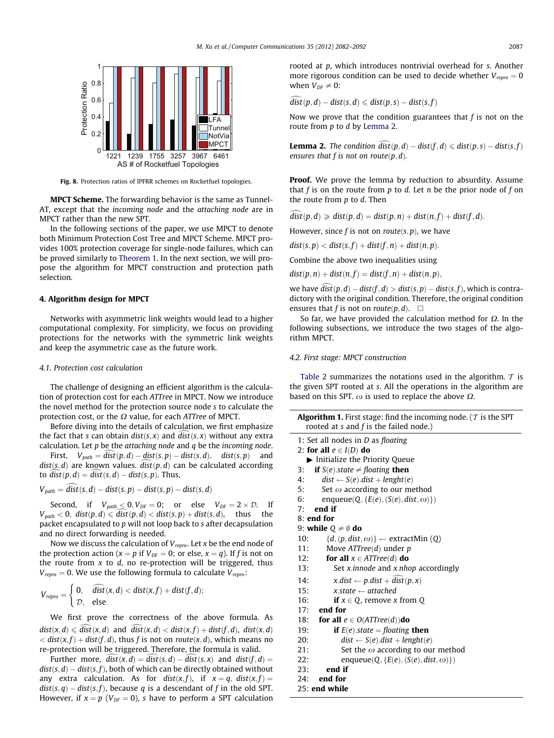Fig. 8. Protection ratios of IPFRR schemes on Rocketfuel topologies.

**MPCT Scheme.** The forwarding behavior is the same as Tunnel-AT, except that the *incoming node* and the *attaching node* are in MPCT rather than the new SPT.

In the following sections of the paper, we use MPCT to denote both Minimum Protection Cost Tree and MPCT Scheme. MPCT provides 100% protection coverage for single-node failures, which can be proved similarly to Theorem 1. In the next section, we will propose the algorithm for MPCT construction and protection path selection.

## 4. Algorithm design for MPCT

Networks with asymmetric link weights would lead to a higher computational complexity. For simplicity, we focus on providing protections for the networks with the symmetric link weights and keep the asymmetric case as the future work.

### 4.1. Protection cost calculation

The challenge of designing an efficient algorithm is the calculation of protection cost for each *ATTree* in MPCT. Now we introduce the novel method for the protection source node $s$ to calculate the protection cost, or the $\Omega$ value, for each *ATTree* of MPCT.

Before diving into the details of calculation, we first emphasize the fact that $s$ can obtain $dist(s,x)$ and $\widehat{dist}(s,x)$ without any extra calculation. Let $p$ be the *attaching node* and $q$ be the *incoming node*.

First, $V_{path} = \widehat{dist}(p,d) - dist(s,p) - dist(s,d)$. $dist(s,p)$ and $dist(s,d)$ are known values. $\widehat{dist}(p,d)$ can be calculated according to $\widehat{dist}(p,d) = \widehat{dist}(s,d) - dist(s,p)$. Thus,

$$V_{path} = \widehat{dist}(s,d) - dist(s,p) - dist(s,p) - dist(s,d)$$

Second, if $V_{path} \le 0, V_{DF} = 0$; or else $V_{DF} = 2 \times \mathcal{D}$. If $V_{path} < 0$, $dist(p,d) \leqslant \widehat{dist}(p,d) < dist(s,p) + dist(s,d)$, thus the packet encapsulated to $p$ will not loop back to $s$ after decapsulation and no direct forwarding is needed.

Now we discuss the calculation of $V_{repro}$. Let $x$ be the end node of the protection action ($x = p$ if $V_{DF} = 0$; or else, $x = q$). If $f$ is not on the route from $x$ to $d$, no re-protection will be triggered, thus $V_{repro} = 0$. We use the following formula to calculate $V_{repro}$:

$$V_{repro} = \begin{cases} 0, & \widehat{dist}(x,d) < dist(x,f) + dist(f,d); \\ \mathcal{D}, & \text{else.} \end{cases}$$

We first prove the correctness of the above formula. As $dist(x,d) \leqslant \widehat{dist}(x,d)$ and $\widehat{dist}(x,d) < dist(x,f) + dist(f,d)$, $dist(x,d) < dist(x,f) + dist(f,d)$, thus $f$ is not on $route(x,d)$, which means no re-protection will be triggered. Therefore, the formula is valid.

Further more, $\widehat{dist}(x,d) = \widehat{dist}(s,d) - \widehat{dist}(s,x)$ and $dist(f,d) = dist(s,d) - dist(s,f)$, both of which can be directly obtained without any extra calculation. As for $dist(x,f)$, if $x = q$, $dist(x,f) = dist(s,q) - dist(s,f)$, because $q$ is a descendant of $f$ in the old SPT. However, if $x = p$ ($V_{DF} = 0$), $s$ have to perform a SPT calculation rooted at $p$, which introduces nontrivial overhead for $s$. Another more rigorous condition can be used to decide whether $V_{repro} = 0$ when $V_{DF} \neq 0$:

$$\widehat{dist}(p,d) - dist(s,d) \leqslant dist(p,s) - dist(s,f)$$

Now we prove that the condition guarantees that $f$ is not on the route from $p$ to $d$ by Lemma 2.

**Lemma 2.** *The condition $\widehat{dist}(p,d) - dist(f,d) \leqslant dist(p,s) - dist(s,f)$ ensures that $f$ is not on $route(p,d)$.*

**Proof.** We prove the lemma by reduction to absurdity. Assume that $f$ is on the route from $p$ to $d$. Let $n$ be the prior node of $f$ on the route from $p$ to $d$. Then

$$\widehat{dist}(p,d) \geqslant dist(p,d) = dist(p,n) + dist(n,f) + dist(f,d).$$

However, since $f$ is not on $route(s,p)$, we have

$$dist(s,p) < dist(s,f) + dist(f,n) + dist(n,p).$$

Combine the above two inequalities using

$$dist(p,n) + dist(n,f) = dist(f,n) + dist(n,p),$$

we have $\widehat{dist}(p,d) - dist(f,d) > dist(s,p) - dist(s,f)$, which is contradictory with the original condition. Therefore, the original condition ensures that $f$ is not on $route(p,d)$. □

So far, we have provided the calculation method for $\Omega$. In the following subsections, we introduce the two stages of the algorithm MPCT.

### 4.2. First stage: MPCT construction

Table 2 summarizes the notations used in the algorithm. $\mathcal{T}$ is the given SPT rooted at $s$. All the operations in the algorithm are based on this SPT. $\omega$ is used to replace the above $\Omega$.

**Algorithm 1.** First stage: find the incoming node. ($\mathcal{T}$ is the SPT rooted at $s$ and $f$ is the failed node.)

```
1: Set all nodes in D as floating
2: for all e ∈ I(D) do
   ▶ Initialize the Priority Queue
3:   if S(e).state ≠ floating then
4:     dist ← S(e).dist + lenght(e)
5:     Set ω according to our method
6:     enqueue(Q, {E(e), (S(e), dist, ω)})
7:   end if
8: end for
9: while Q ≠ ∅ do
10:    {d, (p, dist, ω)} ← extractMin (Q)
11:    Move ATTree(d) under p
12:    for all x ∈ ATTree(d) do
13:      Set x.innode and x.nhop accordingly
14:      x.dist ← p.dist + dist^(p, x)
15:      x.state ← attached
16:      if x ∈ Q, remove x from Q
17:    end for
18:    for all e ∈ O(ATTree(d)) do
19:      if E(e).state = floating then
20:        dist ← S(e).dist + lenght(e)
21:        Set the ω according to our method
22:        enqueue(Q, {E(e), (S(e), dist, ω)})
23:      end if
24:    end for
25: end while
```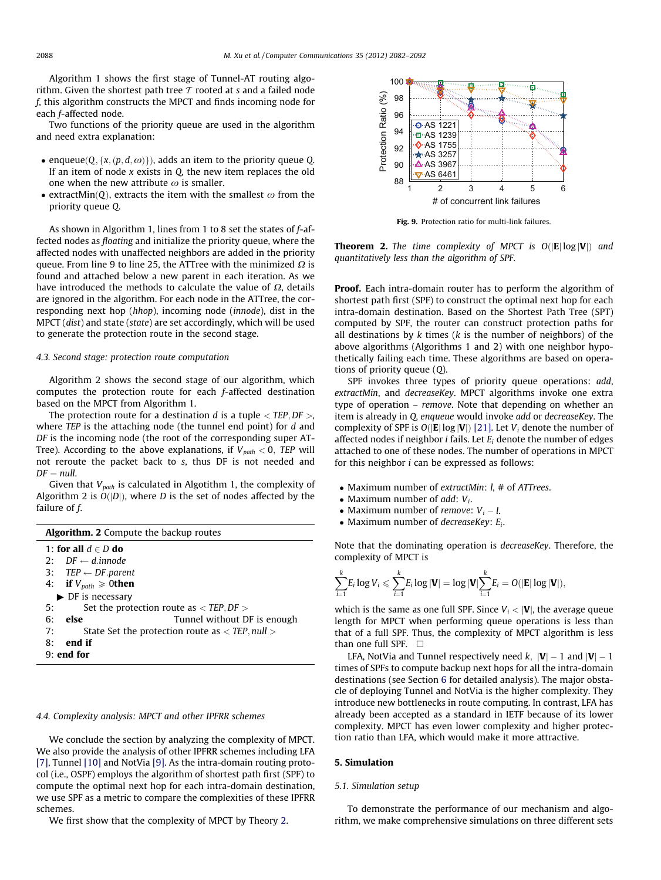Algorithm 1 shows the first stage of Tunnel-AT routing algorithm. Given the shortest path tree $\mathcal{T}$ rooted at $s$ and a failed node $f$, this algorithm constructs the MPCT and finds incoming node for each $f$-affected node.

Two functions of the priority queue are used in the algorithm and need extra explanation:

- enqueue($Q$, $\{x, (p, d, \omega)\}$), adds an item to the priority queue $Q$. If an item of node $x$ exists in $Q$, the new item replaces the old one when the new attribute $\omega$ is smaller.
- extractMin($Q$), extracts the item with the smallest $\omega$ from the priority queue $Q$.

As shown in Algorithm 1, lines from 1 to 8 set the states of $f$-affected nodes as *floating* and initialize the priority queue, where the affected nodes with unaffected neighbors are added in the priority queue. From line 9 to line 25, the ATTree with the minimized $\Omega$ is found and attached below a new parent in each iteration. As we have introduced the methods to calculate the value of $\Omega$, details are ignored in the algorithm. For each node in the ATTree, the corresponding next hop (*hhop*), incoming node (*innode*), dist in the MPCT (*dist*) and state (*state*) are set accordingly, which will be used to generate the protection route in the second stage.

### 4.3. Second stage: protection route computation

Algorithm 2 shows the second stage of our algorithm, which computes the protection route for each $f$-affected destination based on the MPCT from Algorithm 1.

The protection route for a destination $d$ is a tuple $< TEP, DF >$, where $TEP$ is the attaching node (the tunnel end point) for $d$ and $DF$ is the incoming node (the root of the corresponding super AT-Tree). According to the above explanations, if $V_{path} < 0$, $TEP$ will not reroute the packet back to $s$, thus DF is not needed and $DF = null$.

Given that $V_{path}$ is calculated in Algotithm 1, the complexity of Algorithm 2 is $O(|D|)$, where $D$ is the set of nodes affected by the failure of $f$.

**Algorithm. 2** Compute the backup routes

```
1: for all d ∈ D do
2:    DF ← d.innode
3:    TEP ← DF.parent
4:    if V_path ⩾ 0then
      ▶ DF is necessary
5:        Set the protection route as < TEP, DF >
6:    else                          Tunnel without DF is enough
7:        State Set the protection route as < TEP, null >
8:    end if
9: end for
```

### 4.4. Complexity analysis: MPCT and other IPFRR schemes

We conclude the section by analyzing the complexity of MPCT. We also provide the analysis of other IPFRR schemes including LFA [7], Tunnel [10] and NotVia [9]. As the intra-domain routing protocol (i.e., OSPF) employs the algorithm of shortest path first (SPF) to compute the optimal next hop for each intra-domain destination, we use SPF as a metric to compare the complexities of these IPFRR schemes.

We first show that the complexity of MPCT by Theory 2.

Fig. 9. Protection ratio for multi-link failures.

**Theorem 2.** *The time complexity of MPCT is $O(|\mathbf{E}|\log|\mathbf{V}|)$ and quantitatively less than the algorithm of SPF.*

**Proof.** Each intra-domain router has to perform the algorithm of shortest path first (SPF) to construct the optimal next hop for each intra-domain destination. Based on the Shortest Path Tree (SPT) computed by SPF, the router can construct protection paths for all destinations by $k$ times ($k$ is the number of neighbors) of the above algorithms (Algorithms 1 and 2) with one neighbor hypothetically failing each time. These algorithms are based on operations of priority queue ($Q$).

SPF invokes three types of priority queue operations: *add*, *extractMin*, and *decreaseKey*. MPCT algorithms invoke one extra type of operation – *remove*. Note that depending on whether an item is already in $Q$, *enqueue* would invoke *add* or *decreaseKey*. The complexity of SPF is $O(|\mathbf{E}|\log|\mathbf{V}|)$ [21]. Let $V_i$ denote the number of affected nodes if neighbor $i$ fails. Let $E_i$ denote the number of edges attached to one of these nodes. The number of operations in MPCT for this neighbor $i$ can be expressed as follows:

- Maximum number of *extractMin*: $l$, # of *ATTrees*.
- Maximum number of *add*: $V_i$.
- Maximum number of *remove*: $V_i - l$.
- Maximum number of *decreaseKey*: $E_i$.

Note that the dominating operation is *decreaseKey*. Therefore, the complexity of MPCT is

$$\sum_{i=1}^{k} E_i \log V_i \leqslant \sum_{i=1}^{k} E_i \log|\mathbf{V}| = \log|\mathbf{V}|\sum_{i=1}^{k} E_i = O(|\mathbf{E}|\log|\mathbf{V}|),$$

which is the same as one full SPF. Since $V_i < |\mathbf{V}|$, the average queue length for MPCT when performing queue operations is less than that of a full SPF. Thus, the complexity of MPCT algorithm is less than one full SPF. □

LFA, NotVia and Tunnel respectively need $k$, $|\mathbf{V}| - 1$ and $|\mathbf{V}| - 1$ times of SPFs to compute backup next hops for all the intra-domain destinations (see Section 6 for detailed analysis). The major obstacle of deploying Tunnel and NotVia is the higher complexity. They introduce new bottlenecks in route computing. In contrast, LFA has already been accepted as a standard in IETF because of its lower complexity. MPCT has even lower complexity and higher protection ratio than LFA, which would make it more attractive.

## 5. Simulation

### 5.1. Simulation setup

To demonstrate the performance of our mechanism and algorithm, we make comprehensive simulations on three different sets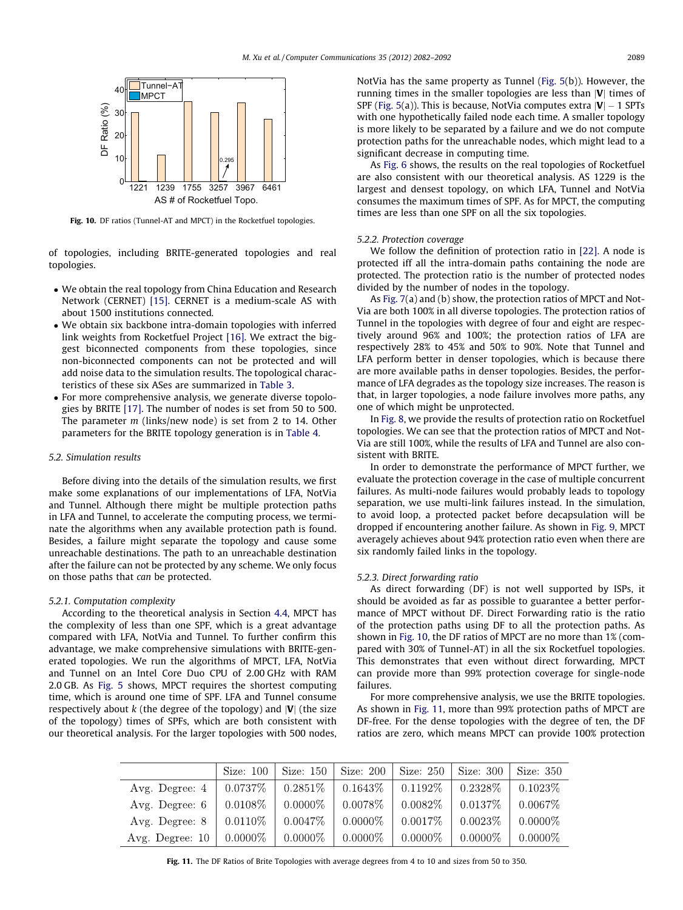Fig. 10. DF ratios (Tunnel-AT and MPCT) in the Rocketfuel topologies.

of topologies, including BRITE-generated topologies and real topologies.

- We obtain the real topology from China Education and Research Network (CERNET) [15]. CERNET is a medium-scale AS with about 1500 institutions connected.
- We obtain six backbone intra-domain topologies with inferred link weights from Rocketfuel Project [16]. We extract the biggest biconnected components from these topologies, since non-biconnected components can not be protected and will add noise data to the simulation results. The topological characteristics of these six ASes are summarized in Table 3.
- For more comprehensive analysis, we generate diverse topologies by BRITE [17]. The number of nodes is set from 50 to 500. The parameter $m$ (links/new node) is set from 2 to 14. Other parameters for the BRITE topology generation is in Table 4.

### 5.2. Simulation results

Before diving into the details of the simulation results, we first make some explanations of our implementations of LFA, NotVia and Tunnel. Although there might be multiple protection paths in LFA and Tunnel, to accelerate the computing process, we terminate the algorithms when any available protection path is found. Besides, a failure might separate the topology and cause some unreachable destinations. The path to an unreachable destination after the failure can not be protected by any scheme. We only focus on those paths that *can* be protected.

#### 5.2.1. Computation complexity

According to the theoretical analysis in Section 4.4, MPCT has the complexity of less than one SPF, which is a great advantage compared with LFA, NotVia and Tunnel. To further confirm this advantage, we make comprehensive simulations with BRITE-generated topologies. We run the algorithms of MPCT, LFA, NotVia and Tunnel on an Intel Core Duo CPU of 2.00 GHz with RAM 2.0 GB. As Fig. 5 shows, MPCT requires the shortest computing time, which is around one time of SPF. LFA and Tunnel consume respectively about $k$ (the degree of the topology) and $|\mathbf{V}|$ (the size of the topology) times of SPFs, which are both consistent with our theoretical analysis. For the larger topologies with 500 nodes, NotVia has the same property as Tunnel (Fig. 5(b)). However, the running times in the smaller topologies are less than $|\mathbf{V}|$ times of SPF (Fig. 5(a)). This is because, NotVia computes extra $|\mathbf{V}| - 1$ SPTs with one hypothetically failed node each time. A smaller topology is more likely to be separated by a failure and we do not compute protection paths for the unreachable nodes, which might lead to a significant decrease in computing time.

As Fig. 6 shows, the results on the real topologies of Rocketfuel are also consistent with our theoretical analysis. AS 1229 is the largest and densest topology, on which LFA, Tunnel and NotVia consumes the maximum times of SPF. As for MPCT, the computing times are less than one SPF on all the six topologies.

#### 5.2.2. Protection coverage

We follow the definition of protection ratio in [22]. A node is protected iff all the intra-domain paths containing the node are protected. The protection ratio is the number of protected nodes divided by the number of nodes in the topology.

As Fig. 7(a) and (b) show, the protection ratios of MPCT and NotVia are both 100% in all diverse topologies. The protection ratios of Tunnel in the topologies with degree of four and eight are respectively around 96% and 100%; the protection ratios of LFA are respectively 28% to 45% and 50% to 90%. Note that Tunnel and LFA perform better in denser topologies, which is because there are more available paths in denser topologies. Besides, the performance of LFA degrades as the topology size increases. The reason is that, in larger topologies, a node failure involves more paths, any one of which might be unprotected.

In Fig. 8, we provide the results of protection ratio on Rocketfuel topologies. We can see that the protection ratios of MPCT and NotVia are still 100%, while the results of LFA and Tunnel are also consistent with BRITE.

In order to demonstrate the performance of MPCT further, we evaluate the protection coverage in the case of multiple concurrent failures. As multi-node failures would probably leads to topology separation, we use multi-link failures instead. In the simulation, to avoid loop, a protected packet before decapsulation will be dropped if encountering another failure. As shown in Fig. 9, MPCT averagely achieves about 94% protection ratio even when there are six randomly failed links in the topology.

#### 5.2.3. Direct forwarding ratio

As direct forwarding (DF) is not well supported by ISPs, it should be avoided as far as possible to guarantee a better performance of MPCT without DF. Direct Forwarding ratio is the ratio of the protection paths using DF to all the protection paths. As shown in Fig. 10, the DF ratios of MPCT are no more than 1% (compared with 30% of Tunnel-AT) in all the six Rocketfuel topologies. This demonstrates that even without direct forwarding, MPCT can provide more than 99% protection coverage for single-node failures.

For more comprehensive analysis, we use the BRITE topologies. As shown in Fig. 11, more than 99% protection paths of MPCT are DF-free. For the dense topologies with the degree of ten, the DF ratios are zero, which means MPCT can provide 100% protection

| | Size: 100 | Size: 150 | Size: 200 | Size: 250 | Size: 300 | Size: 350 |
|---|---|---|---|---|---|---|
| Avg. Degree: 4 | 0.0737% | 0.2851% | 0.1643% | 0.1192% | 0.2328% | 0.1023% |
| Avg. Degree: 6 | 0.0108% | 0.0000% | 0.0078% | 0.0082% | 0.0137% | 0.0067% |
| Avg. Degree: 8 | 0.0110% | 0.0047% | 0.0000% | 0.0017% | 0.0023% | 0.0000% |
| Avg. Degree: 10 | 0.0000% | 0.0000% | 0.0000% | 0.0000% | 0.0000% | 0.0000% |

Fig. 11. The DF Ratios of Brite Topologies with average degrees from 4 to 10 and sizes from 50 to 350.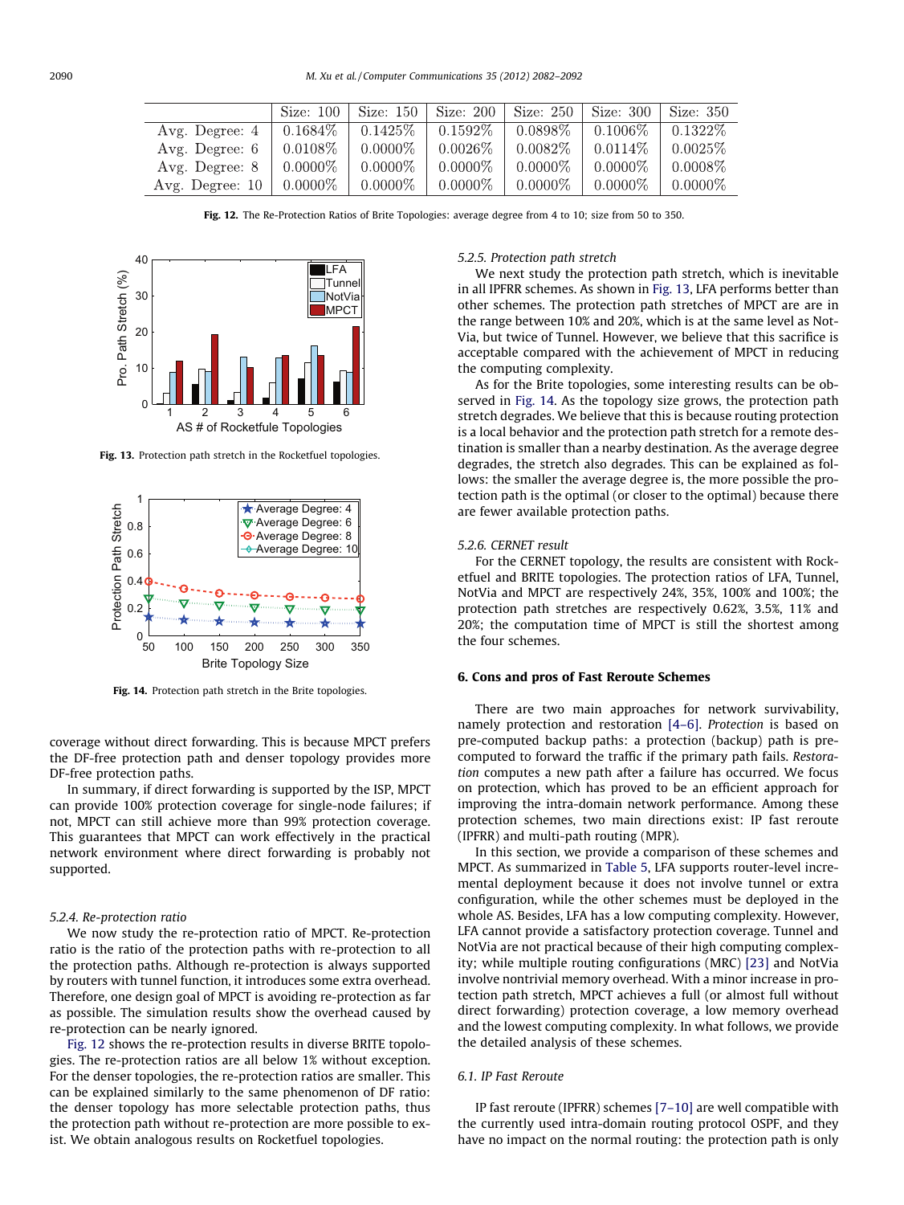|  | Size: 100 | Size: 150 | Size: 200 | Size: 250 | Size: 300 | Size: 350 |
|---|---|---|---|---|---|---|
| Avg. Degree: 4 | 0.1684% | 0.1425% | 0.1592% | 0.0898% | 0.1006% | 0.1322% |
| Avg. Degree: 6 | 0.0108% | 0.0000% | 0.0026% | 0.0082% | 0.0114% | 0.0025% |
| Avg. Degree: 8 | 0.0000% | 0.0000% | 0.0000% | 0.0000% | 0.0000% | 0.0008% |
| Avg. Degree: 10 | 0.0000% | 0.0000% | 0.0000% | 0.0000% | 0.0000% | 0.0000% |

**Fig. 12.** The Re-Protection Ratios of Brite Topologies: average degree from 4 to 10; size from 50 to 350.

**Fig. 13.** Protection path stretch in the Rocketfuel topologies.

**Fig. 14.** Protection path stretch in the Brite topologies.

coverage without direct forwarding. This is because MPCT prefers the DF-free protection path and denser topology provides more DF-free protection paths.

In summary, if direct forwarding is supported by the ISP, MPCT can provide 100% protection coverage for single-node failures; if not, MPCT can still achieve more than 99% protection coverage. This guarantees that MPCT can work effectively in the practical network environment where direct forwarding is probably not supported.

#### 5.2.4. Re-protection ratio

We now study the re-protection ratio of MPCT. Re-protection ratio is the ratio of the protection paths with re-protection to all the protection paths. Although re-protection is always supported by routers with tunnel function, it introduces some extra overhead. Therefore, one design goal of MPCT is avoiding re-protection as far as possible. The simulation results show the overhead caused by re-protection can be nearly ignored.

Fig. 12 shows the re-protection results in diverse BRITE topologies. The re-protection ratios are all below 1% without exception. For the denser topologies, the re-protection ratios are smaller. This can be explained similarly to the same phenomenon of DF ratio: the denser topology has more selectable protection paths, thus the protection path without re-protection are more possible to exist. We obtain analogous results on Rocketfuel topologies.

#### 5.2.5. Protection path stretch

We next study the protection path stretch, which is inevitable in all IPFRR schemes. As shown in Fig. 13, LFA performs better than other schemes. The protection path stretches of MPCT are are in the range between 10% and 20%, which is at the same level as NotVia, but twice of Tunnel. However, we believe that this sacrifice is acceptable compared with the achievement of MPCT in reducing the computing complexity.

As for the Brite topologies, some interesting results can be observed in Fig. 14. As the topology size grows, the protection path stretch degrades. We believe that this is because routing protection is a local behavior and the protection path stretch for a remote destination is smaller than a nearby destination. As the average degree degrades, the stretch also degrades. This can be explained as follows: the smaller the average degree is, the more possible the protection path is the optimal (or closer to the optimal) because there are fewer available protection paths.

#### 5.2.6. CERNET result

For the CERNET topology, the results are consistent with Rocketfuel and BRITE topologies. The protection ratios of LFA, Tunnel, NotVia and MPCT are respectively 24%, 35%, 100% and 100%; the protection path stretches are respectively 0.62%, 3.5%, 11% and 20%; the computation time of MPCT is still the shortest among the four schemes.

## 6. Cons and pros of Fast Reroute Schemes

There are two main approaches for network survivability, namely protection and restoration [4–6]. *Protection* is based on pre-computed backup paths: a protection (backup) path is pre-computed to forward the traffic if the primary path fails. *Restoration* computes a new path after a failure has occurred. We focus on protection, which has proved to be an efficient approach for improving the intra-domain network performance. Among these protection schemes, two main directions exist: IP fast reroute (IPFRR) and multi-path routing (MPR).

In this section, we provide a comparison of these schemes and MPCT. As summarized in Table 5, LFA supports router-level incremental deployment because it does not involve tunnel or extra configuration, while the other schemes must be deployed in the whole AS. Besides, LFA has a low computing complexity. However, LFA cannot provide a satisfactory protection coverage. Tunnel and NotVia are not practical because of their high computing complexity; while multiple routing configurations (MRC) [23] and NotVia involve nontrivial memory overhead. With a minor increase in protection path stretch, MPCT achieves a full (or almost full without direct forwarding) protection coverage, a low memory overhead and the lowest computing complexity. In what follows, we provide the detailed analysis of these schemes.

### 6.1. IP Fast Reroute

IP fast reroute (IPFRR) schemes [7–10] are well compatible with the currently used intra-domain routing protocol OSPF, and they have no impact on the normal routing: the protection path is only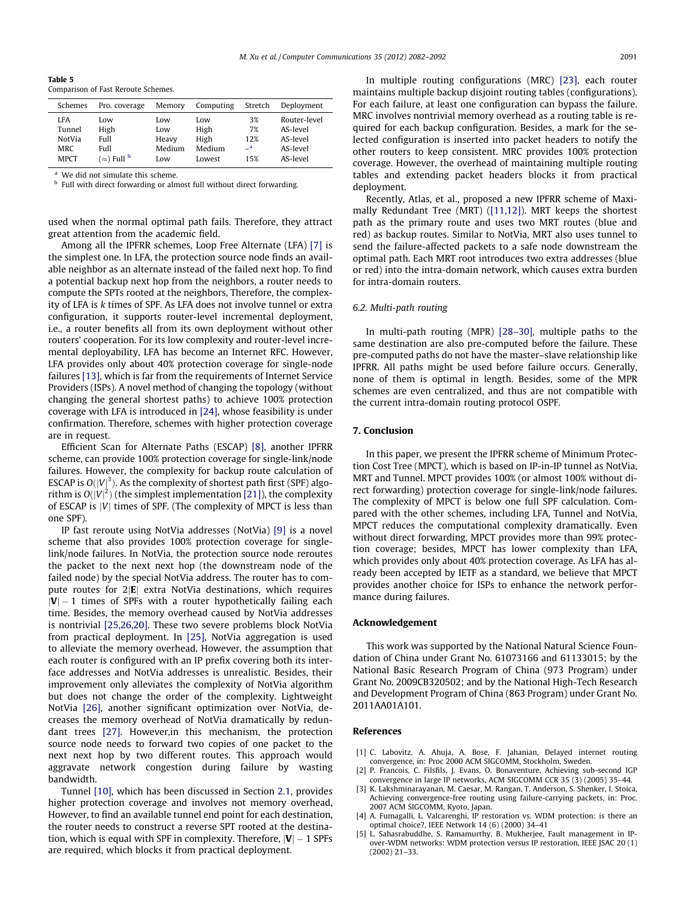**Table 5**
Comparison of Fast Reroute Schemes.

| Schemes | Pro. coverage | Memory | Computing | Stretch | Deployment |
|---|---|---|---|---|---|
| LFA | Low | Low | Low | 3% | Router-level |
| Tunnel | High | Low | High | 7% | AS-level |
| NotVia | Full | Heavy | High | 12% | AS-level |
| MRC | Full | Medium | Medium | –[a] | AS-level |
| MPCT | (≈) Full [b] | Low | Lowest | 15% | AS-level |

[a] We did not simulate this scheme.
[b] Full with direct forwarding or almost full without direct forwarding.

used when the normal optimal path fails. Therefore, they attract great attention from the academic field.

Among all the IPFRR schemes, Loop Free Alternate (LFA) [7] is the simplest one. In LFA, the protection source node finds an available neighbor as an alternate instead of the failed next hop. To find a potential backup next hop from the neighbors, a router needs to compute the SPTs rooted at the neighbors, Therefore, the complexity of LFA is $k$ times of SPF. As LFA does not involve tunnel or extra configuration, it supports router-level incremental deployment, i.e., a router benefits all from its own deployment without other routers' cooperation. For its low complexity and router-level incremental deployability, LFA has become an Internet RFC. However, LFA provides only about 40% protection coverage for single-node failures [13], which is far from the requirements of Internet Service Providers (ISPs). A novel method of changing the topology (without changing the general shortest paths) to achieve 100% protection coverage with LFA is introduced in [24], whose feasibility is under confirmation. Therefore, schemes with higher protection coverage are in request.

Efficient Scan for Alternate Paths (ESCAP) [8], another IPFRR scheme, can provide 100% protection coverage for single-link/node failures. However, the complexity for backup route calculation of ESCAP is $O(|V|^3)$. As the complexity of shortest path first (SPF) algorithm is $O(|V|^2)$ (the simplest implementation [21]), the complexity of ESCAP is $|V|$ times of SPF. (The complexity of MPCT is less than one SPF).

IP fast reroute using NotVia addresses (NotVia) [9] is a novel scheme that also provides 100% protection coverage for single-link/node failures. In NotVia, the protection source node reroutes the packet to the next next hop (the downstream node of the failed node) by the special NotVia address. The router has to compute routes for $2|\mathbf{E}|$ extra NotVia destinations, which requires $|\mathbf{V}| - 1$ times of SPFs with a router hypothetically failing each time. Besides, the memory overhead caused by NotVia addresses is nontrivial [25,26,20]. These two severe problems block NotVia from practical deployment. In [25], NotVia aggregation is used to alleviate the memory overhead. However, the assumption that each router is configured with an IP prefix covering both its interface addresses and NotVia addresses is unrealistic. Besides, their improvement only alleviates the complexity of NotVia algorithm but does not change the order of the complexity. Lightweight NotVia [26], another significant optimization over NotVia, decreases the memory overhead of NotVia dramatically by redundant trees [27]. However,in this mechanism, the protection source node needs to forward two copies of one packet to the next next hop by two different routes. This approach would aggravate network congestion during failure by wasting bandwidth.

Tunnel [10], which has been discussed in Section 2.1, provides higher protection coverage and involves not memory overhead, However, to find an available tunnel end point for each destination, the router needs to construct a reverse SPT rooted at the destination, which is equal with SPF in complexity. Therefore, $|\mathbf{V}| - 1$ SPFs are required, which blocks it from practical deployment.

In multiple routing configurations (MRC) [23], each router maintains multiple backup disjoint routing tables (configurations). For each failure, at least one configuration can bypass the failure. MRC involves nontrivial memory overhead as a routing table is required for each backup configuration. Besides, a mark for the selected configuration is inserted into packet headers to notify the other routers to keep consistent. MRC provides 100% protection coverage. However, the overhead of maintaining multiple routing tables and extending packet headers blocks it from practical deployment.

Recently, Atlas, et al., proposed a new IPFRR scheme of Maximally Redundant Tree (MRT) ([11,12]). MRT keeps the shortest path as the primary route and uses two MRT routes (blue and red) as backup routes. Similar to NotVia, MRT also uses tunnel to send the failure-affected packets to a safe node downstream the optimal path. Each MRT root introduces two extra addresses (blue or red) into the intra-domain network, which causes extra burden for intra-domain routers.

### 6.2. Multi-path routing

In multi-path routing (MPR) [28–30], multiple paths to the same destination are also pre-computed before the failure. These pre-computed paths do not have the master–slave relationship like IPFRR. All paths might be used before failure occurs. Generally, none of them is optimal in length. Besides, some of the MPR schemes are even centralized, and thus are not compatible with the current intra-domain routing protocol OSPF.

## 7. Conclusion

In this paper, we present the IPFRR scheme of Minimum Protection Cost Tree (MPCT), which is based on IP-in-IP tunnel as NotVia, MRT and Tunnel. MPCT provides 100% (or almost 100% without direct forwarding) protection coverage for single-link/node failures. The complexity of MPCT is below one full SPF calculation. Compared with the other schemes, including LFA, Tunnel and NotVia, MPCT reduces the computational complexity dramatically. Even without direct forwarding, MPCT provides more than 99% protection coverage; besides, MPCT has lower complexity than LFA, which provides only about 40% protection coverage. As LFA has already been accepted by IETF as a standard, we believe that MPCT provides another choice for ISPs to enhance the network performance during failures.

## Acknowledgement

This work was supported by the National Natural Science Foundation of China under Grant No. 61073166 and 61133015; by the National Basic Research Program of China (973 Program) under Grant No. 2009CB320502; and by the National High-Tech Research and Development Program of China (863 Program) under Grant No. 2011AA01A101.

## References

[1] C. Labovitz, A. Ahuja, A. Bose, F. Jahanian, Delayed internet routing convergence, in: Proc 2000 ACM SIGCOMM, Stockholm, Sweden.
[2] P. Francois, C. Filsfils, J. Evans, O. Bonaventure, Achieving sub-second IGP convergence in large IP networks, ACM SIGCOMM CCR 35 (3) (2005) 35–44.
[3] K. Lakshminarayanan, M. Caesar, M. Rangan, T. Anderson, S. Shenker, I. Stoica, Achieving convergence-free routing using failure-carrying packets, in: Proc. 2007 ACM SIGCOMM, Kyoto, Japan.
[4] A. Fumagalli, L. Valcarenghi, IP restoration vs. WDM protection: is there an optimal choice?, IEEE Network 14 (6) (2000) 34–41
[5] L. Sahasrabuddhe, S. Ramamurthy, B. Mukherjee, Fault management in IP-over-WDM networks: WDM protection versus IP restoration, IEEE JSAC 20 (1) (2002) 21–33.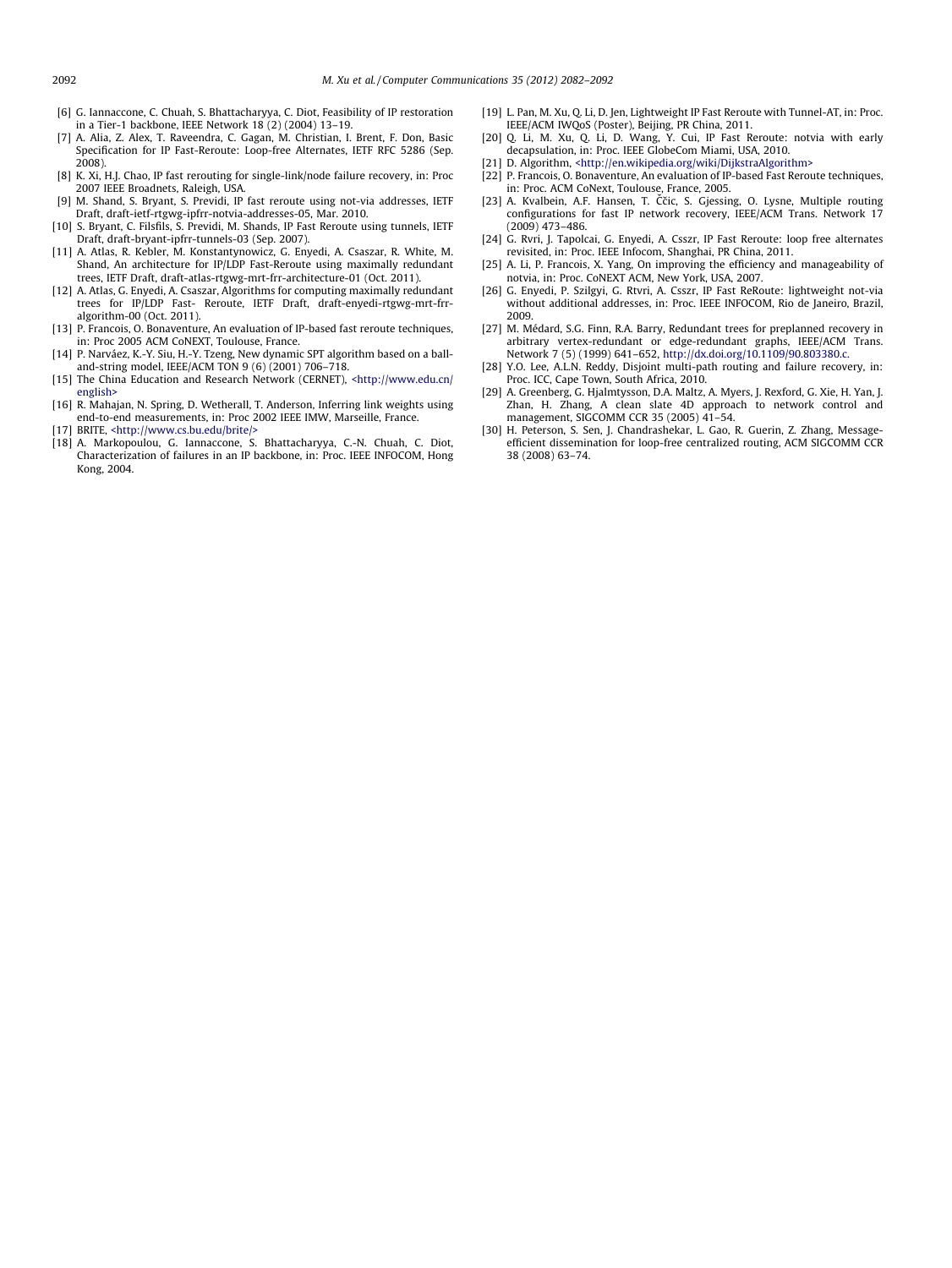[6] G. Iannaccone, C. Chuah, S. Bhattacharyya, C. Diot, Feasibility of IP restoration in a Tier-1 backbone, IEEE Network 18 (2) (2004) 13–19.

[7] A. Alia, Z. Alex, T. Raveendra, C. Gagan, M. Christian, I. Brent, F. Don, Basic Specification for IP Fast-Reroute: Loop-free Alternates, IETF RFC 5286 (Sep. 2008).

[8] K. Xi, H.J. Chao, IP fast rerouting for single-link/node failure recovery, in: Proc 2007 IEEE Broadnets, Raleigh, USA.

[9] M. Shand, S. Bryant, S. Previdi, IP fast reroute using not-via addresses, IETF Draft, draft-ietf-rtgwg-ipfrr-notvia-addresses-05, Mar. 2010.

[10] S. Bryant, C. Filsfils, S. Previdi, M. Shands, IP Fast Reroute using tunnels, IETF Draft, draft-bryant-ipfrr-tunnels-03 (Sep. 2007).

[11] A. Atlas, R. Kebler, M. Konstantynowicz, G. Enyedi, A. Csaszar, R. White, M. Shand, An architecture for IP/LDP Fast-Reroute using maximally redundant trees, IETF Draft, draft-atlas-rtgwg-mrt-frr-architecture-01 (Oct. 2011).

[12] A. Atlas, G. Enyedi, A. Csaszar, Algorithms for computing maximally redundant trees for IP/LDP Fast- Reroute, IETF Draft, draft-enyedi-rtgwg-mrt-frr-algorithm-00 (Oct. 2011).

[13] P. Francois, O. Bonaventure, An evaluation of IP-based fast reroute techniques, in: Proc 2005 ACM CoNEXT, Toulouse, France.

[14] P. Narváez, K.-Y. Siu, H.-Y. Tzeng, New dynamic SPT algorithm based on a ball-and-string model, IEEE/ACM TON 9 (6) (2001) 706–718.

[15] The China Education and Research Network (CERNET), <http://www.edu.cn/english>

[16] R. Mahajan, N. Spring, D. Wetherall, T. Anderson, Inferring link weights using end-to-end measurements, in: Proc 2002 IEEE IMW, Marseille, France.

[17] BRITE, <http://www.cs.bu.edu/brite/>

[18] A. Markopoulou, G. Iannaccone, S. Bhattacharyya, C.-N. Chuah, C. Diot, Characterization of failures in an IP backbone, in: Proc. IEEE INFOCOM, Hong Kong, 2004.

[19] L. Pan, M. Xu, Q. Li, D. Jen, Lightweight IP Fast Reroute with Tunnel-AT, in: Proc. IEEE/ACM IWQoS (Poster), Beijing, PR China, 2011.

[20] Q. Li, M. Xu, Q. Li, D. Wang, Y. Cui, IP Fast Reroute: notvia with early decapsulation, in: Proc. IEEE GlobeCom Miami, USA, 2010.

[21] D. Algorithm, <http://en.wikipedia.org/wiki/DijkstraAlgorithm>

[22] P. Francois, O. Bonaventure, An evaluation of IP-based Fast Reroute techniques, in: Proc. ACM CoNext, Toulouse, France, 2005.

[23] A. Kvalbein, A.F. Hansen, T. Čičic, S. Gjessing, O. Lysne, Multiple routing configurations for fast IP network recovery, IEEE/ACM Trans. Network 17 (2009) 473–486.

[24] G. Rvri, J. Tapolcai, G. Enyedi, A. Csszr, IP Fast Reroute: loop free alternates revisited, in: Proc. IEEE Infocom, Shanghai, PR China, 2011.

[25] A. Li, P. Francois, X. Yang, On improving the efficiency and manageability of notvia, in: Proc. CoNEXT ACM, New York, USA, 2007.

[26] G. Enyedi, P. Szilgyi, G. Rtvri, A. Csszr, IP Fast ReRoute: lightweight not-via without additional addresses, in: Proc. IEEE INFOCOM, Rio de Janeiro, Brazil, 2009.

[27] M. Médard, S.G. Finn, R.A. Barry, Redundant trees for preplanned recovery in arbitrary vertex-redundant or edge-redundant graphs, IEEE/ACM Trans. Network 7 (5) (1999) 641–652, http://dx.doi.org/10.1109/90.803380.c.

[28] Y.O. Lee, A.L.N. Reddy, Disjoint multi-path routing and failure recovery, in: Proc. ICC, Cape Town, South Africa, 2010.

[29] A. Greenberg, G. Hjalmtysson, D.A. Maltz, A. Myers, J. Rexford, G. Xie, H. Yan, J. Zhan, H. Zhang, A clean slate 4D approach to network control and management, SIGCOMM CCR 35 (2005) 41–54.

[30] H. Peterson, S. Sen, J. Chandrashekar, L. Gao, R. Guerin, Z. Zhang, Message-efficient dissemination for loop-free centralized routing, ACM SIGCOMM CCR 38 (2008) 63–74.